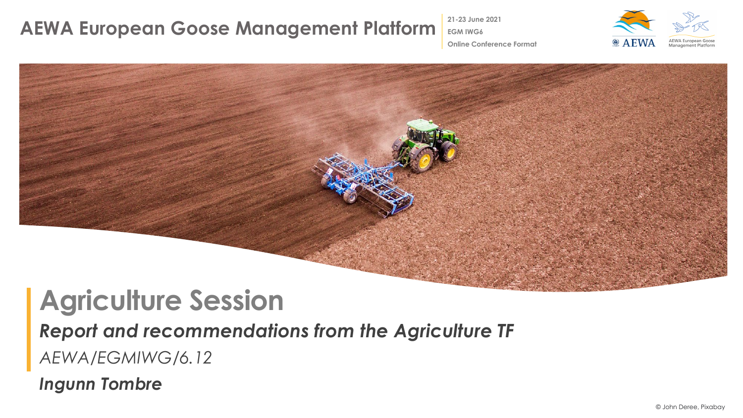AEWA European Goose Management Platform

21-23 June 2021
EGM IWG6
Online Conference Format

# Agriculture Session

***Report and recommendations from the Agriculture TF***

*AEWA/EGMIWG/6.12*

***Ingunn Tombre***

© John Deree, Pixabay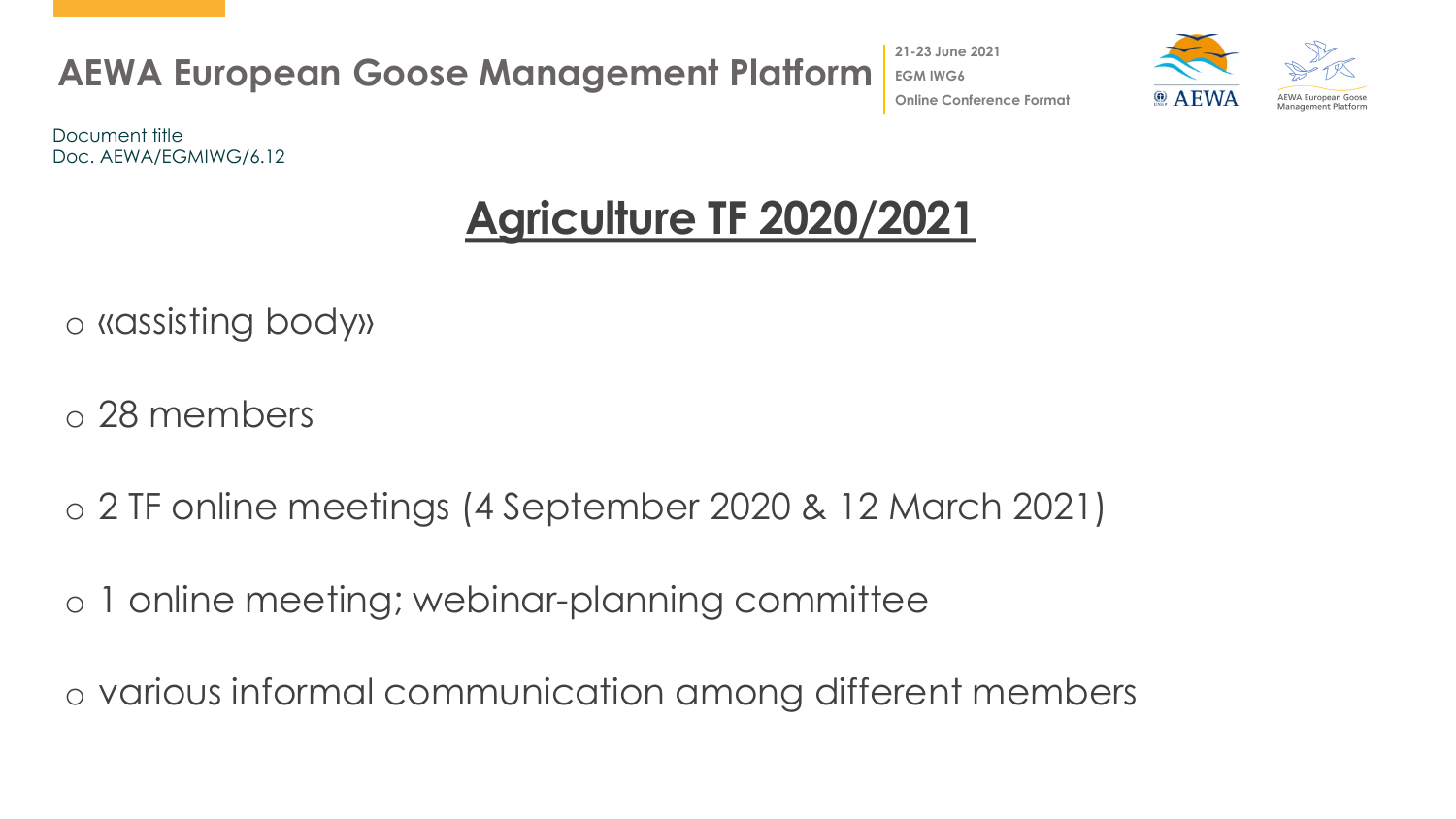Document title
Doc. AEWA/EGMIWG/6.12

# Agriculture TF 2020/2021

- «assisting body»
- 28 members
- 2 TF online meetings (4 September 2020 & 12 March 2021)
- 1 online meeting; webinar-planning committee
- various informal communication among different members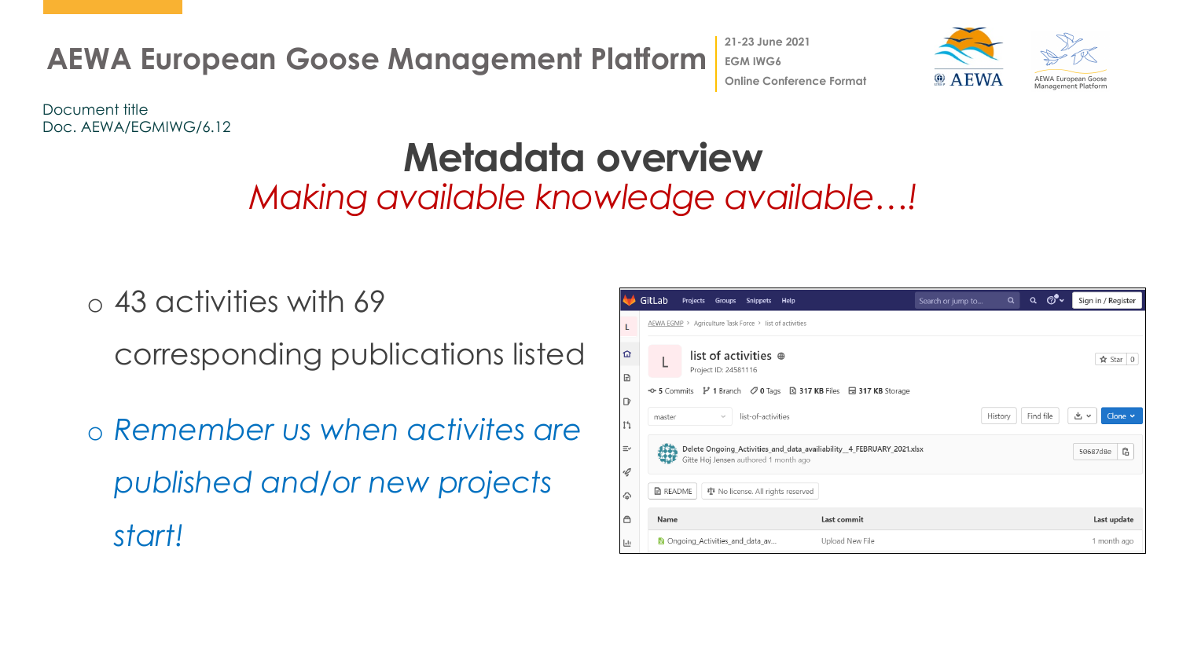Document title
Doc. AEWA/EGMIWG/6.12

# Metadata overview

*Making available knowledge available…!*

- 43 activities with 69 corresponding publications listed
- *Remember us when activites are published and/or new projects start!*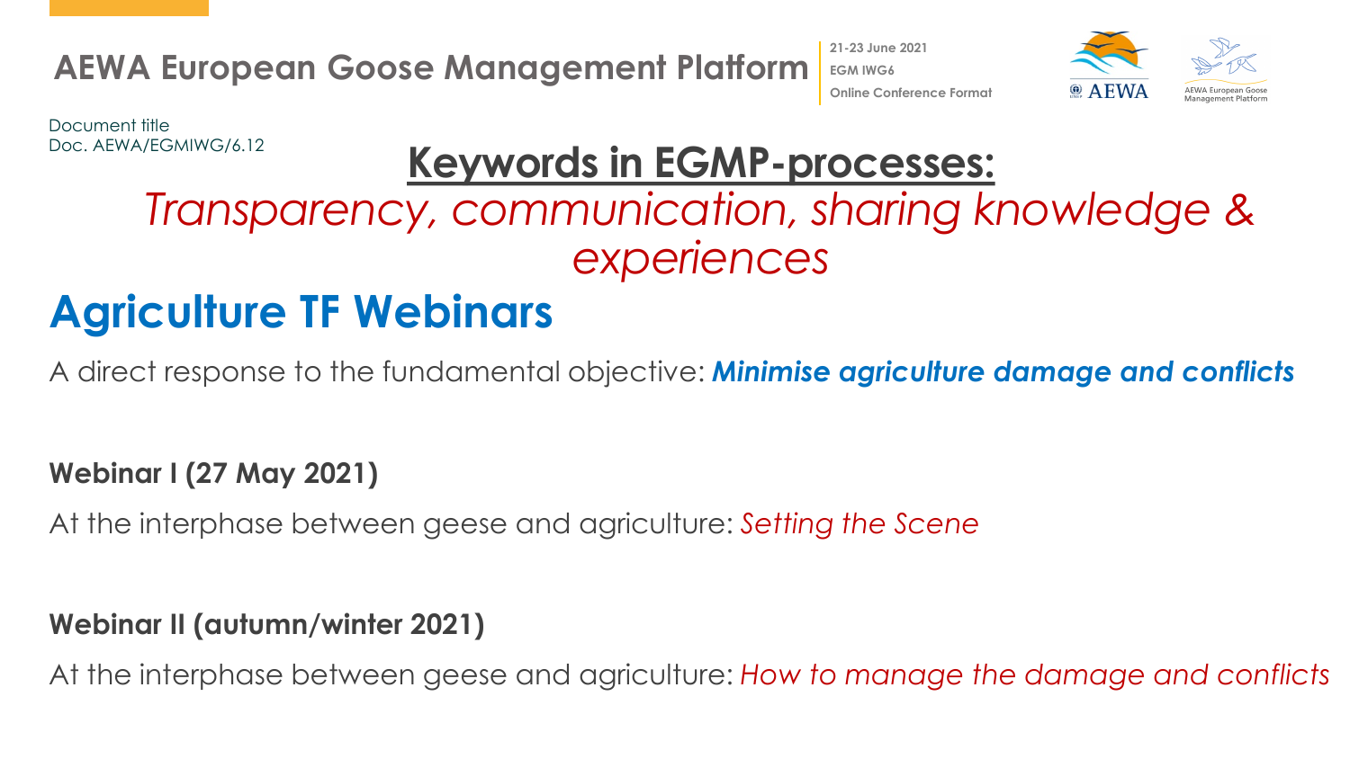# Keywords in EGMP-processes:

*Transparency, communication, sharing knowledge & experiences*

## Agriculture TF Webinars

A direct response to the fundamental objective: ***Minimise agriculture damage and conflicts***

**Webinar I (27 May 2021)**

At the interphase between geese and agriculture: *Setting the Scene*

**Webinar II (autumn/winter 2021)**

At the interphase between geese and agriculture: *How to manage the damage and conflicts*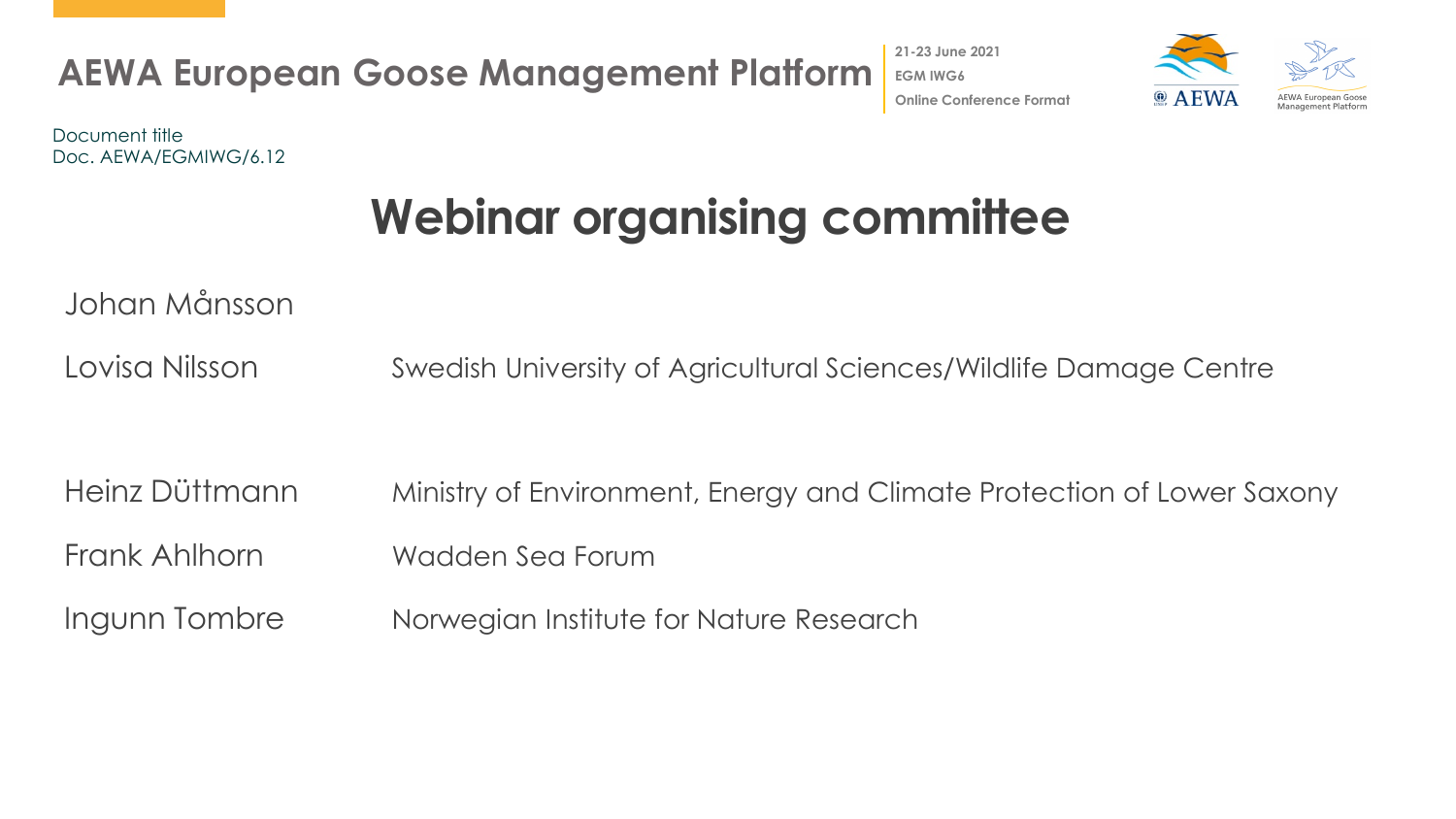Document title
Doc. AEWA/EGMIWG/6.12

# Webinar organising committee

| | |
|---|---|
| Johan Månsson | |
| Lovisa Nilsson | Swedish University of Agricultural Sciences/Wildlife Damage Centre |
| Heinz Düttmann | Ministry of Environment, Energy and Climate Protection of Lower Saxony |
| Frank Ahlhorn | Wadden Sea Forum |
| Ingunn Tombre | Norwegian Institute for Nature Research |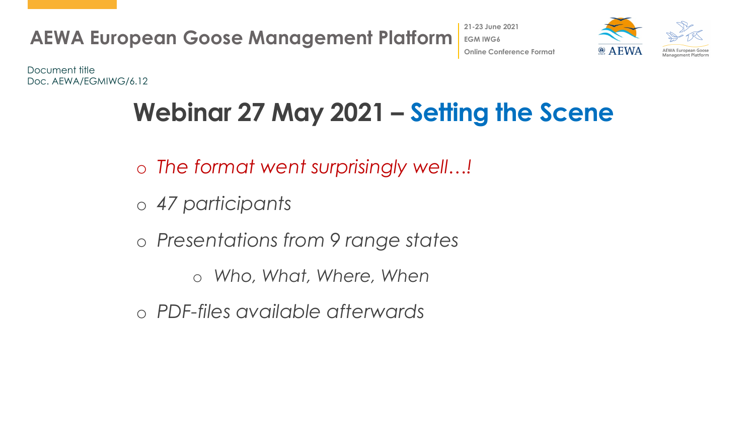Document title
Doc. AEWA/EGMIWG/6.12

# Webinar 27 May 2021 – Setting the Scene

- *The format went surprisingly well…!*
- *47 participants*
- *Presentations from 9 range states*
    - *Who, What, Where, When*
- *PDF-files available afterwards*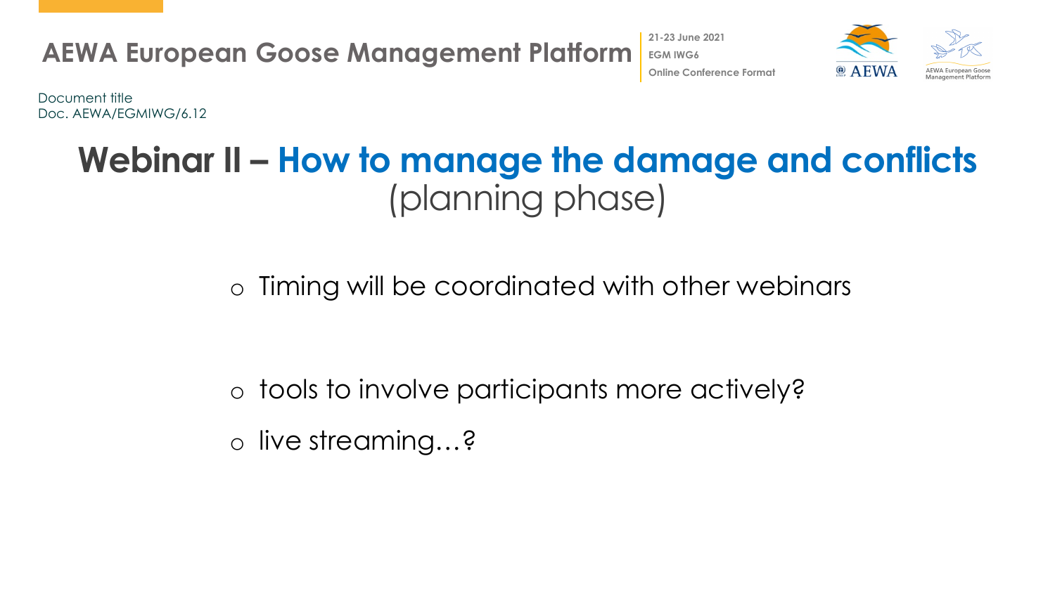Document title
Doc. AEWA/EGMIWG/6.12

# Webinar II – How to manage the damage and conflicts (planning phase)

- Timing will be coordinated with other webinars

- tools to involve participants more actively?
- live streaming…?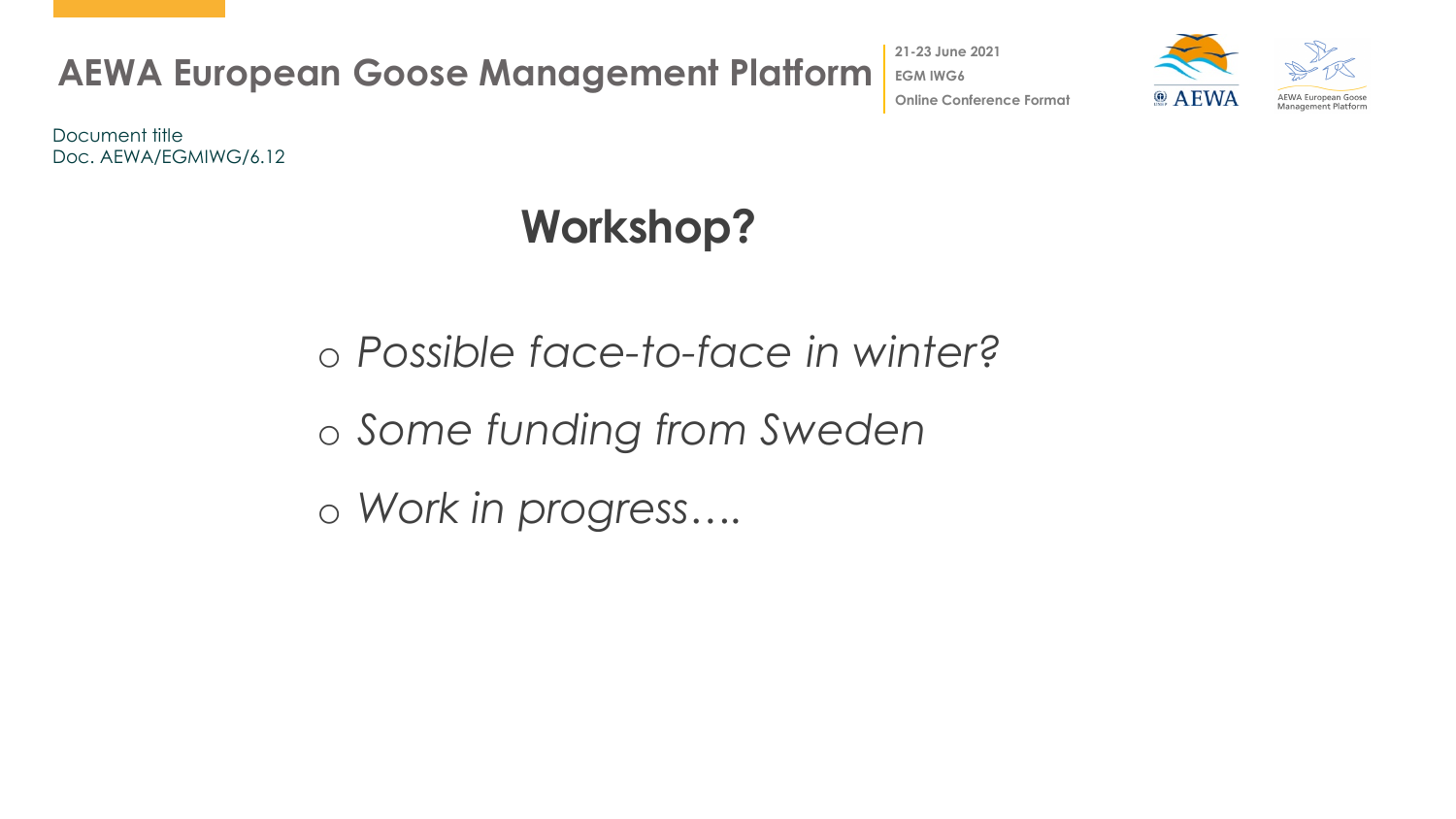Document title
Doc. AEWA/EGMIWG/6.12

# Workshop?

- *Possible face-to-face in winter?*
- *Some funding from Sweden*
- *Work in progress….*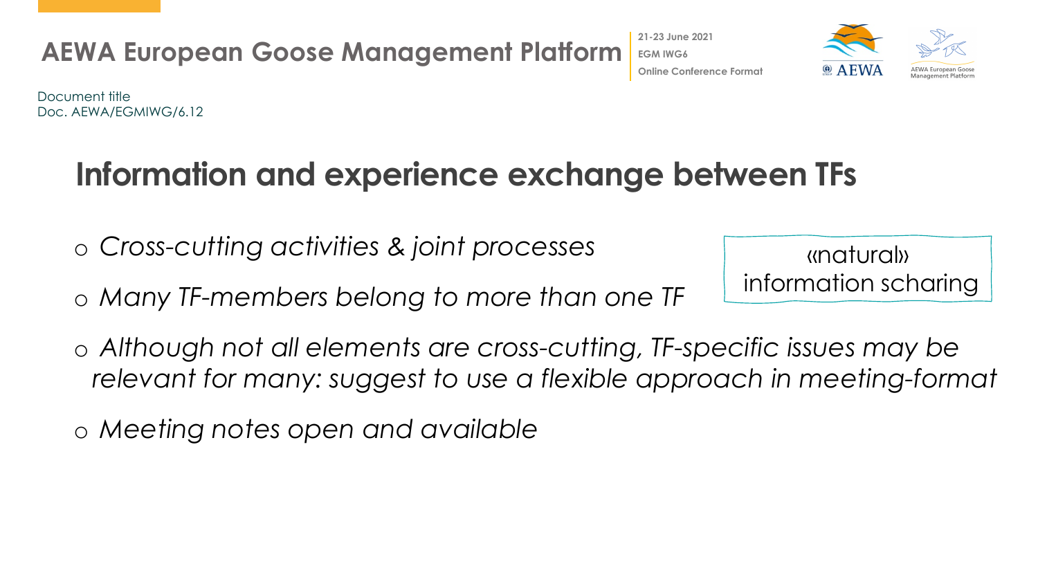Document title
Doc. AEWA/EGMIWG/6.12

# Information and experience exchange between TFs

- *Cross-cutting activities & joint processes*
- *Many TF-members belong to more than one TF*

«natural» information scharing

- *Although not all elements are cross-cutting, TF-specific issues may be relevant for many: suggest to use a flexible approach in meeting-format*
- *Meeting notes open and available*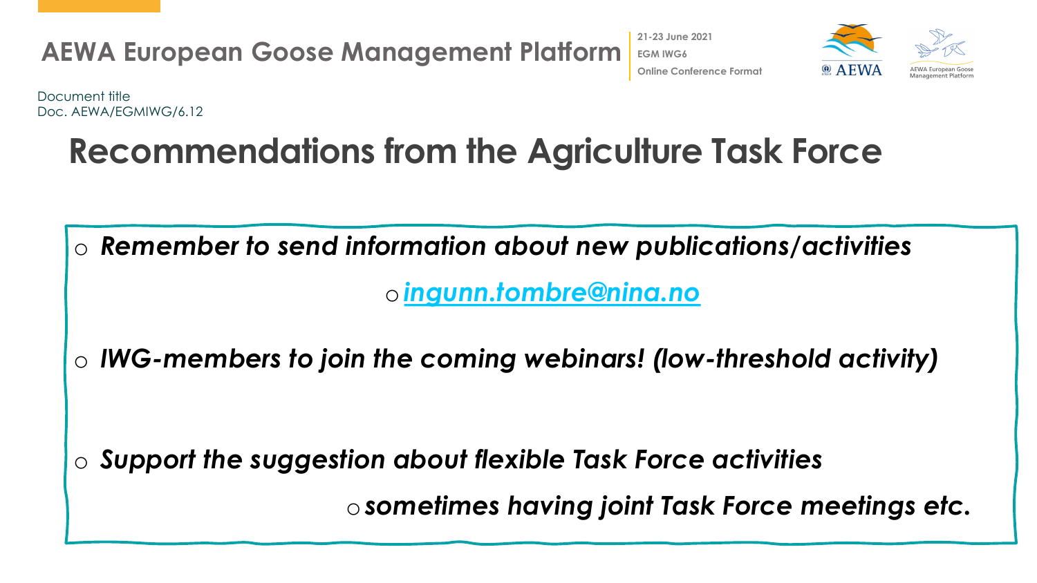Document title
Doc. AEWA/EGMIWG/6.12

# Recommendations from the Agriculture Task Force

- ***Remember to send information about new publications/activities***
  - ***ingunn.tombre@nina.no***
- ***IWG-members to join the coming webinars! (low-threshold activity)***
- ***Support the suggestion about flexible Task Force activities***
  - ***sometimes having joint Task Force meetings etc.***